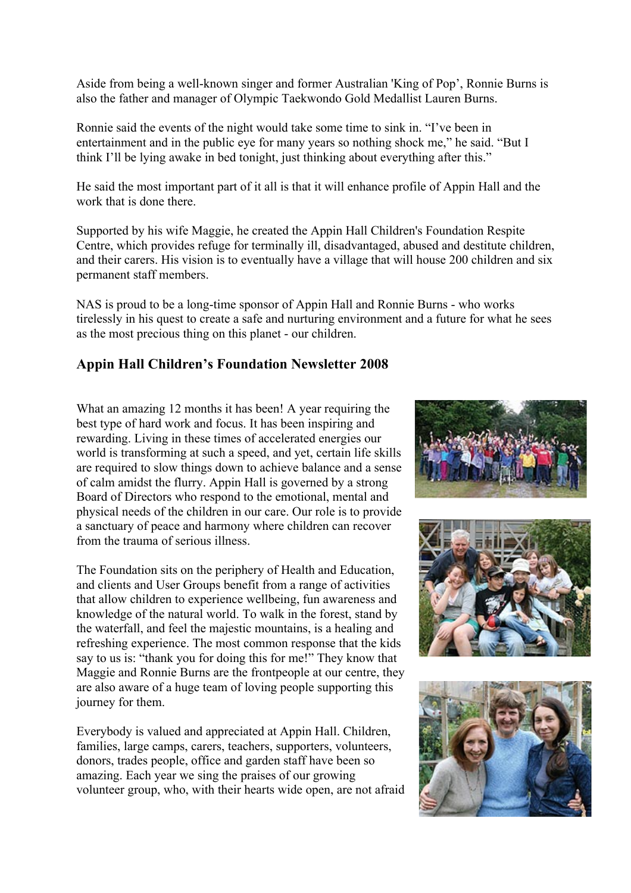Aside from being a well-known singer and former Australian 'King of Pop', Ronnie Burns is also the father and manager of Olympic Taekwondo Gold Medallist Lauren Burns.

Ronnie said the events of the night would take some time to sink in. "I've been in entertainment and in the public eye for many years so nothing shock me," he said. "But I think I'll be lying awake in bed tonight, just thinking about everything after this."

He said the most important part of it all is that it will enhance profile of Appin Hall and the work that is done there.

Supported by his wife Maggie, he created the Appin Hall Children's Foundation Respite Centre, which provides refuge for terminally ill, disadvantaged, abused and destitute children, and their carers. His vision is to eventually have a village that will house 200 children and six permanent staff members.

NAS is proud to be a long-time sponsor of Appin Hall and Ronnie Burns - who works tirelessly in his quest to create a safe and nurturing environment and a future for what he sees as the most precious thing on this planet - our children.

### Appin Hall Children's Foundation Newsletter 2008

What an amazing 12 months it has been! A year requiring the best type of hard work and focus. It has been inspiring and rewarding. Living in these times of accelerated energies our world is transforming at such a speed, and yet, certain life skills are required to slow things down to achieve balance and a sense of calm amidst the flurry. Appin Hall is governed by a strong Board of Directors who respond to the emotional, mental and physical needs of the children in our care. Our role is to provide a sanctuary of peace and harmony where children can recover from the trauma of serious illness.

The Foundation sits on the periphery of Health and Education, and clients and User Groups benefit from a range of activities that allow children to experience wellbeing, fun awareness and knowledge of the natural world. To walk in the forest, stand by the waterfall, and feel the majestic mountains, is a healing and refreshing experience. The most common response that the kids say to us is: "thank you for doing this for me!" They know that Maggie and Ronnie Burns are the frontpeople at our centre, they are also aware of a huge team of loving people supporting this journey for them.

Everybody is valued and appreciated at Appin Hall. Children, families, large camps, carers, teachers, supporters, volunteers, donors, trades people, office and garden staff have been so amazing. Each year we sing the praises of our growing volunteer group, who, with their hearts wide open, are not afraid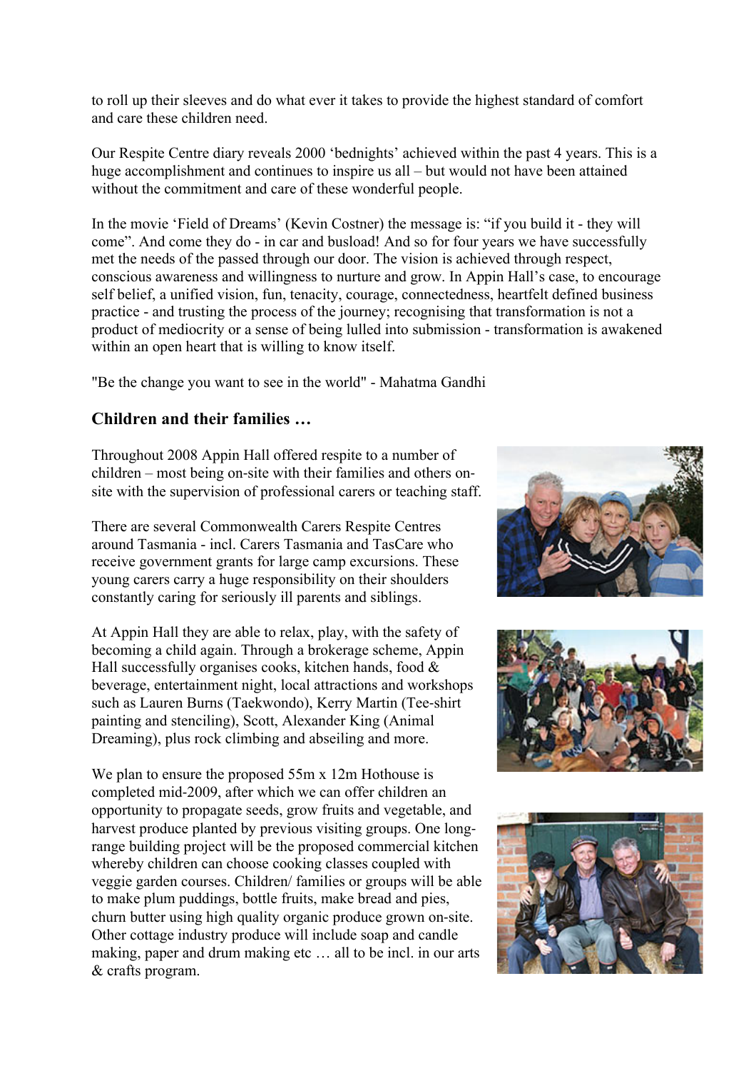to roll up their sleeves and do what ever it takes to provide the highest standard of comfort and care these children need.

Our Respite Centre diary reveals 2000 'bednights' achieved within the past 4 years. This is a huge accomplishment and continues to inspire us all – but would not have been attained without the commitment and care of these wonderful people.

In the movie 'Field of Dreams' (Kevin Costner) the message is: "if you build it - they will come". And come they do - in car and busload! And so for four years we have successfully met the needs of the passed through our door. The vision is achieved through respect, conscious awareness and willingness to nurture and grow. In Appin Hall's case, to encourage self belief, a unified vision, fun, tenacity, courage, connectedness, heartfelt defined business practice - and trusting the process of the journey; recognising that transformation is not a product of mediocrity or a sense of being lulled into submission - transformation is awakened within an open heart that is willing to know itself.

"Be the change you want to see in the world" - Mahatma Gandhi

### Children and their families …

Throughout 2008 Appin Hall offered respite to a number of children – most being on-site with their families and others on-site with the supervision of professional carers or teaching staff.

There are several Commonwealth Carers Respite Centres around Tasmania - incl. Carers Tasmania and TasCare who receive government grants for large camp excursions. These young carers carry a huge responsibility on their shoulders constantly caring for seriously ill parents and siblings.

At Appin Hall they are able to relax, play, with the safety of becoming a child again. Through a brokerage scheme, Appin Hall successfully organises cooks, kitchen hands, food & beverage, entertainment night, local attractions and workshops such as Lauren Burns (Taekwondo), Kerry Martin (Tee-shirt painting and stenciling), Scott, Alexander King (Animal Dreaming), plus rock climbing and abseiling and more.

We plan to ensure the proposed 55m x 12m Hothouse is completed mid-2009, after which we can offer children an opportunity to propagate seeds, grow fruits and vegetable, and harvest produce planted by previous visiting groups. One long-range building project will be the proposed commercial kitchen whereby children can choose cooking classes coupled with veggie garden courses. Children/ families or groups will be able to make plum puddings, bottle fruits, make bread and pies, churn butter using high quality organic produce grown on-site. Other cottage industry produce will include soap and candle making, paper and drum making etc … all to be incl. in our arts & crafts program.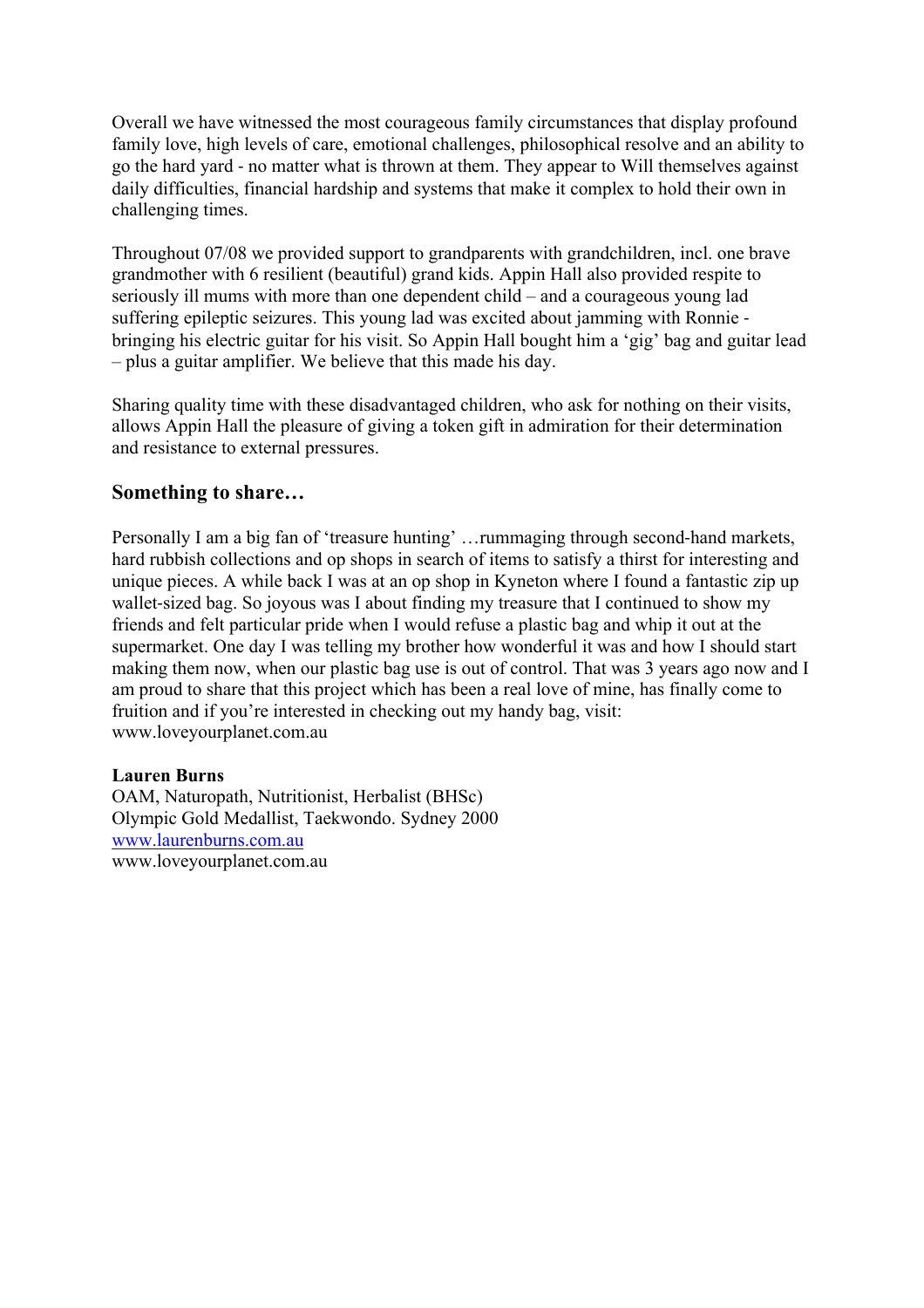Overall we have witnessed the most courageous family circumstances that display profound family love, high levels of care, emotional challenges, philosophical resolve and an ability to go the hard yard - no matter what is thrown at them. They appear to Will themselves against daily difficulties, financial hardship and systems that make it complex to hold their own in challenging times.

Throughout 07/08 we provided support to grandparents with grandchildren, incl. one brave grandmother with 6 resilient (beautiful) grand kids. Appin Hall also provided respite to seriously ill mums with more than one dependent child – and a courageous young lad suffering epileptic seizures. This young lad was excited about jamming with Ronnie - bringing his electric guitar for his visit. So Appin Hall bought him a 'gig' bag and guitar lead – plus a guitar amplifier. We believe that this made his day.

Sharing quality time with these disadvantaged children, who ask for nothing on their visits, allows Appin Hall the pleasure of giving a token gift in admiration for their determination and resistance to external pressures.

## Something to share…

Personally I am a big fan of 'treasure hunting' …rummaging through second-hand markets, hard rubbish collections and op shops in search of items to satisfy a thirst for interesting and unique pieces. A while back I was at an op shop in Kyneton where I found a fantastic zip up wallet-sized bag. So joyous was I about finding my treasure that I continued to show my friends and felt particular pride when I would refuse a plastic bag and whip it out at the supermarket. One day I was telling my brother how wonderful it was and how I should start making them now, when our plastic bag use is out of control. That was 3 years ago now and I am proud to share that this project which has been a real love of mine, has finally come to fruition and if you're interested in checking out my handy bag, visit: www.loveyourplanet.com.au

**Lauren Burns**
OAM, Naturopath, Nutritionist, Herbalist (BHSc)
Olympic Gold Medallist, Taekwondo. Sydney 2000
www.laurenburns.com.au
www.loveyourplanet.com.au